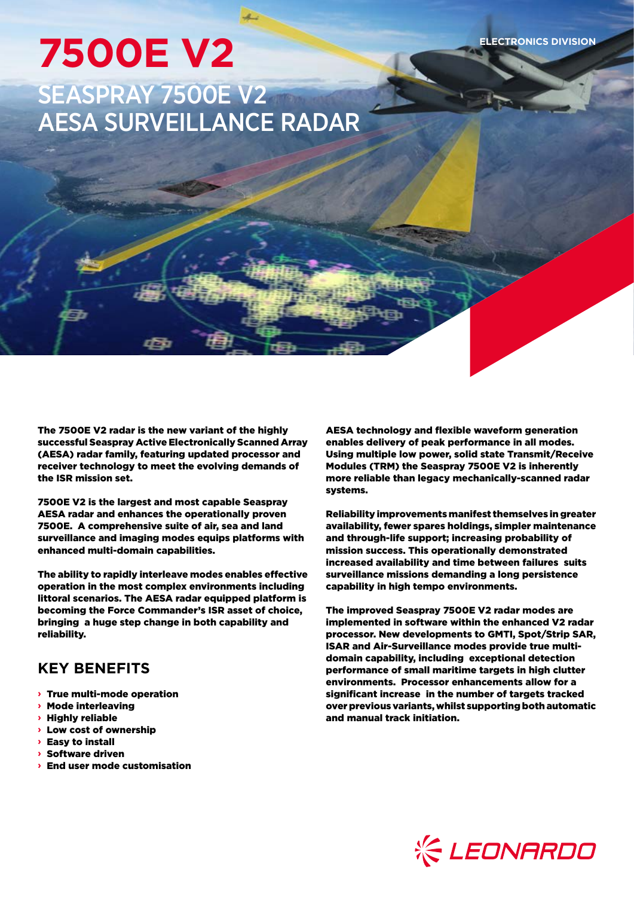ELECTRONICS DIVISION

# 7500E V2

## SEASPRAY 7500E V2 AESA SURVEILLANCE RADAR

**The 7500E V2 radar is the new variant of the highly successful Seaspray Active Electronically Scanned Array (AESA) radar family, featuring updated processor and receiver technology to meet the evolving demands of the ISR mission set.**

**7500E V2 is the largest and most capable Seaspray AESA radar and enhances the operationally proven 7500E. A comprehensive suite of air, sea and land surveillance and imaging modes equips platforms with enhanced multi-domain capabilities.**

**The ability to rapidly interleave modes enables effective operation in the most complex environments including littoral scenarios. The AESA radar equipped platform is becoming the Force Commander's ISR asset of choice, bringing a huge step change in both capability and reliability.**

## KEY BENEFITS

- True multi-mode operation
- Mode interleaving
- Highly reliable
- Low cost of ownership
- Easy to install
- Software driven
- End user mode customisation

**AESA technology and flexible waveform generation enables delivery of peak performance in all modes. Using multiple low power, solid state Transmit/Receive Modules (TRM) the Seaspray 7500E V2 is inherently more reliable than legacy mechanically-scanned radar systems.**

**Reliability improvements manifest themselves in greater availability, fewer spares holdings, simpler maintenance and through-life support; increasing probability of mission success. This operationally demonstrated increased availability and time between failures suits surveillance missions demanding a long persistence capability in high tempo environments.**

**The improved Seaspray 7500E V2 radar modes are implemented in software within the enhanced V2 radar processor. New developments to GMTI, Spot/Strip SAR, ISAR and Air-Surveillance modes provide true multi-domain capability, including exceptional detection performance of small maritime targets in high clutter environments. Processor enhancements allow for a significant increase in the number of targets tracked over previous variants, whilst supporting both automatic and manual track initiation.**

LEONARDO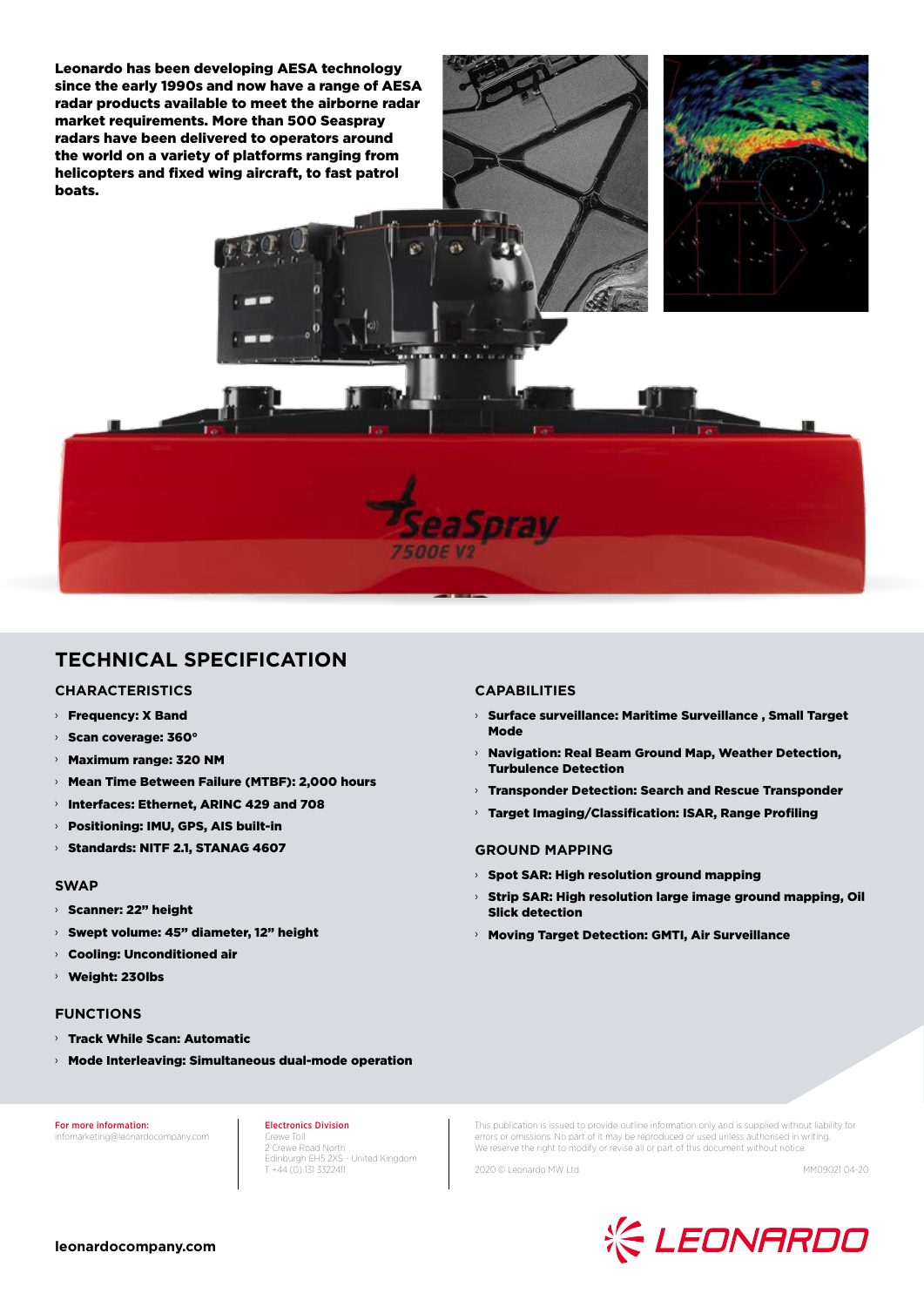**Leonardo has been developing AESA technology since the early 1990s and now have a range of AESA radar products available to meet the airborne radar market requirements. More than 500 Seaspray radars have been delivered to operators around the world on a variety of platforms ranging from helicopters and fixed wing aircraft, to fast patrol boats.**

SeaSpray 7500E V2

## TECHNICAL SPECIFICATION

### CHARACTERISTICS

- **Frequency: X Band**
- **Scan coverage: 360°**
- **Maximum range: 320 NM**
- **Mean Time Between Failure (MTBF): 2,000 hours**
- **Interfaces: Ethernet, ARINC 429 and 708**
- **Positioning: IMU, GPS, AIS built-in**
- **Standards: NITF 2.1, STANAG 4607**

### SWAP

- **Scanner: 22" height**
- **Swept volume: 45" diameter, 12" height**
- **Cooling: Unconditioned air**
- **Weight: 230lbs**

### FUNCTIONS

- **Track While Scan: Automatic**
- **Mode Interleaving: Simultaneous dual-mode operation**

### CAPABILITIES

- **Surface surveillance: Maritime Surveillance , Small Target Mode**
- **Navigation: Real Beam Ground Map, Weather Detection, Turbulence Detection**
- **Transponder Detection: Search and Rescue Transponder**
- **Target Imaging/Classification: ISAR, Range Profiling**

### GROUND MAPPING

- **Spot SAR: High resolution ground mapping**
- **Strip SAR: High resolution large image ground mapping, Oil Slick detection**
- **Moving Target Detection: GMTI, Air Surveillance**

For more information:
infomarketing@leonardocompany.com

Electronics Division
Crewe Toll
2 Crewe Road North
Edinburgh EH5 2XS - United Kingdom
T +44 (0) 131 3322411

This publication is issued to provide outline information only and is supplied without liability for errors or omissions. No part of it may be reproduced or used unless authorised in writing. We reserve the right to modify or revise all or part of this document without notice.

2020 © Leonardo MW Ltd

MM09021 04-20

**leonardocompany.com**

LEONARDO